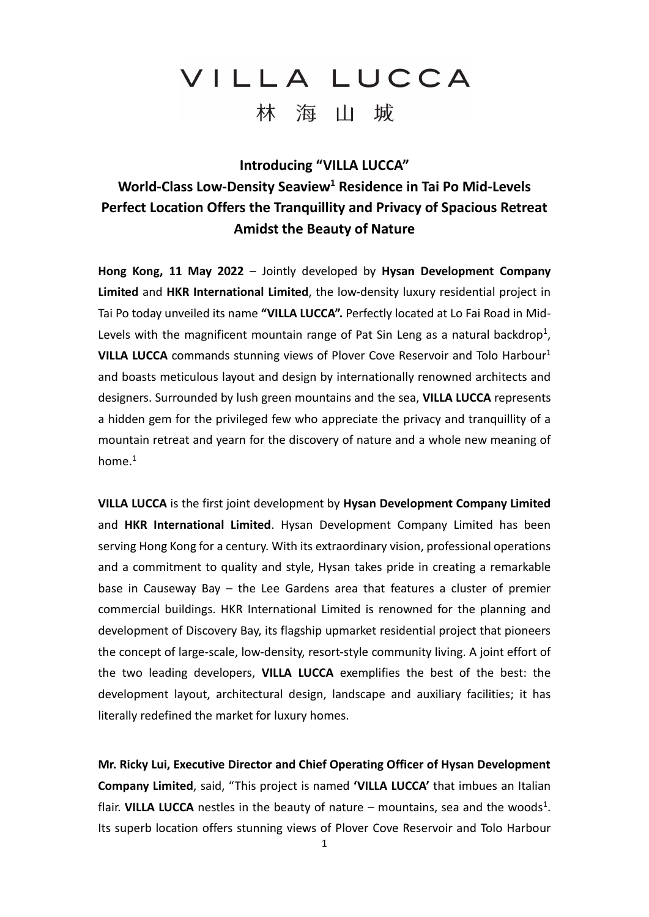# VILLA LUCCA

林 海 山 城

## Introducing "VILLA LUCCA"
## World-Class Low-Density Seaview[1] Residence in Tai Po Mid-Levels
## Perfect Location Offers the Tranquillity and Privacy of Spacious Retreat Amidst the Beauty of Nature

**Hong Kong, 11 May 2022** – Jointly developed by **Hysan Development Company Limited** and **HKR International Limited**, the low-density luxury residential project in Tai Po today unveiled its name **"VILLA LUCCA".** Perfectly located at Lo Fai Road in Mid-Levels with the magnificent mountain range of Pat Sin Leng as a natural backdrop[1], **VILLA LUCCA** commands stunning views of Plover Cove Reservoir and Tolo Harbour[1] and boasts meticulous layout and design by internationally renowned architects and designers. Surrounded by lush green mountains and the sea, **VILLA LUCCA** represents a hidden gem for the privileged few who appreciate the privacy and tranquillity of a mountain retreat and yearn for the discovery of nature and a whole new meaning of home.[1]

**VILLA LUCCA** is the first joint development by **Hysan Development Company Limited** and **HKR International Limited**. Hysan Development Company Limited has been serving Hong Kong for a century. With its extraordinary vision, professional operations and a commitment to quality and style, Hysan takes pride in creating a remarkable base in Causeway Bay – the Lee Gardens area that features a cluster of premier commercial buildings. HKR International Limited is renowned for the planning and development of Discovery Bay, its flagship upmarket residential project that pioneers the concept of large-scale, low-density, resort-style community living. A joint effort of the two leading developers, **VILLA LUCCA** exemplifies the best of the best: the development layout, architectural design, landscape and auxiliary facilities; it has literally redefined the market for luxury homes.

**Mr. Ricky Lui, Executive Director and Chief Operating Officer of Hysan Development Company Limited**, said, "This project is named **'VILLA LUCCA'** that imbues an Italian flair. **VILLA LUCCA** nestles in the beauty of nature – mountains, sea and the woods[1]. Its superb location offers stunning views of Plover Cove Reservoir and Tolo Harbour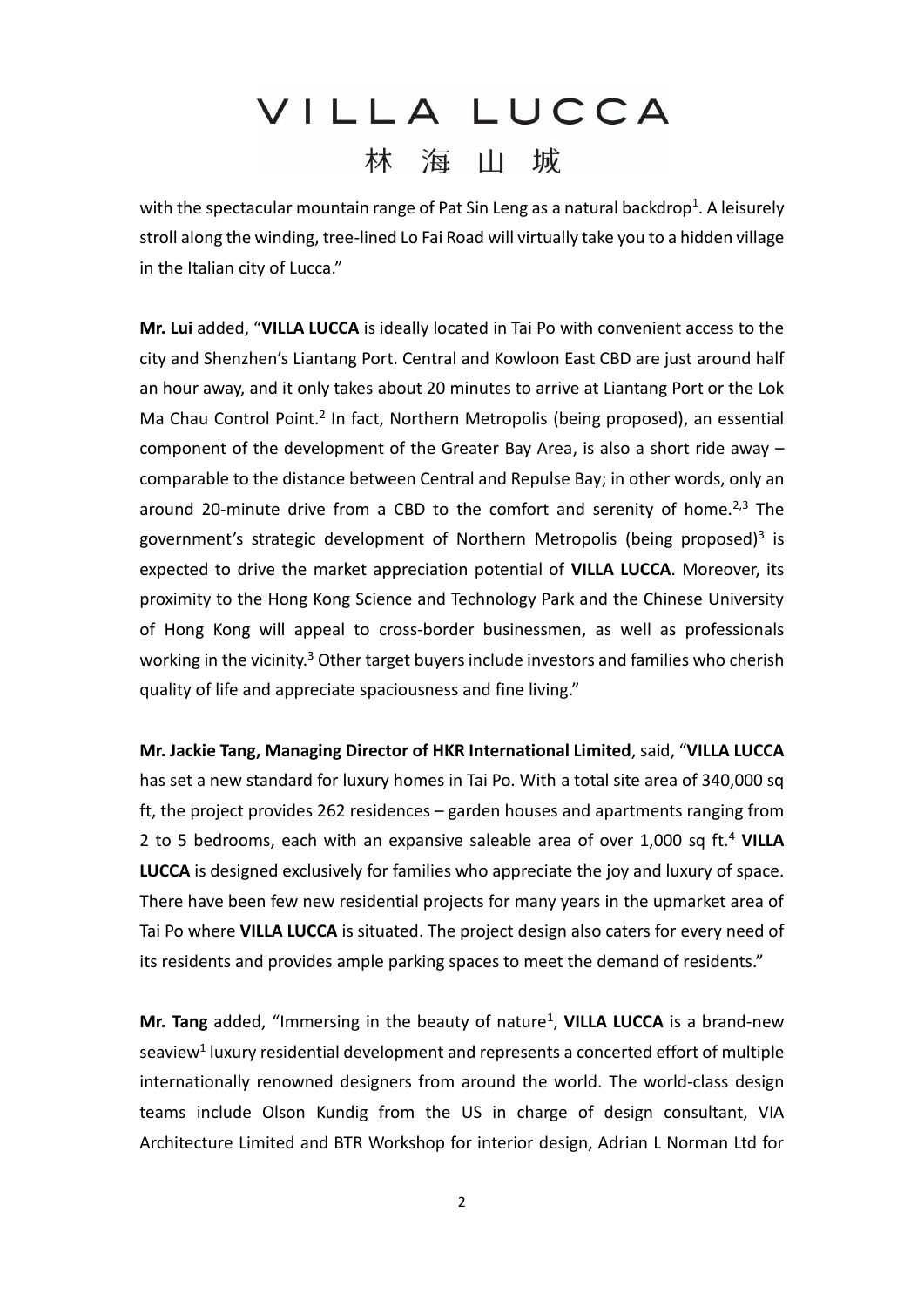with the spectacular mountain range of Pat Sin Leng as a natural backdrop[1]. A leisurely stroll along the winding, tree-lined Lo Fai Road will virtually take you to a hidden village in the Italian city of Lucca."

**Mr. Lui** added, "**VILLA LUCCA** is ideally located in Tai Po with convenient access to the city and Shenzhen's Liantang Port. Central and Kowloon East CBD are just around half an hour away, and it only takes about 20 minutes to arrive at Liantang Port or the Lok Ma Chau Control Point.[2] In fact, Northern Metropolis (being proposed), an essential component of the development of the Greater Bay Area, is also a short ride away – comparable to the distance between Central and Repulse Bay; in other words, only an around 20-minute drive from a CBD to the comfort and serenity of home.[2,3] The government's strategic development of Northern Metropolis (being proposed)[3] is expected to drive the market appreciation potential of **VILLA LUCCA**. Moreover, its proximity to the Hong Kong Science and Technology Park and the Chinese University of Hong Kong will appeal to cross-border businessmen, as well as professionals working in the vicinity.[3] Other target buyers include investors and families who cherish quality of life and appreciate spaciousness and fine living."

**Mr. Jackie Tang, Managing Director of HKR International Limited**, said, "**VILLA LUCCA** has set a new standard for luxury homes in Tai Po. With a total site area of 340,000 sq ft, the project provides 262 residences – garden houses and apartments ranging from 2 to 5 bedrooms, each with an expansive saleable area of over 1,000 sq ft.[4] **VILLA LUCCA** is designed exclusively for families who appreciate the joy and luxury of space. There have been few new residential projects for many years in the upmarket area of Tai Po where **VILLA LUCCA** is situated. The project design also caters for every need of its residents and provides ample parking spaces to meet the demand of residents."

**Mr. Tang** added, "Immersing in the beauty of nature[1], **VILLA LUCCA** is a brand-new seaview[1] luxury residential development and represents a concerted effort of multiple internationally renowned designers from around the world. The world-class design teams include Olson Kundig from the US in charge of design consultant, VIA Architecture Limited and BTR Workshop for interior design, Adrian L Norman Ltd for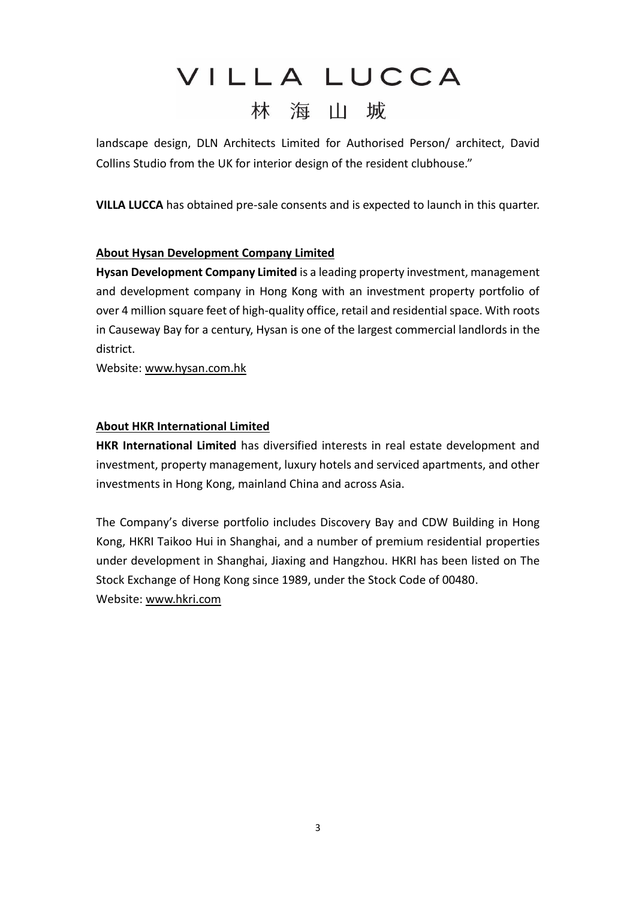landscape design, DLN Architects Limited for Authorised Person/ architect, David Collins Studio from the UK for interior design of the resident clubhouse."

**VILLA LUCCA** has obtained pre-sale consents and is expected to launch in this quarter.

**About Hysan Development Company Limited**

**Hysan Development Company Limited** is a leading property investment, management and development company in Hong Kong with an investment property portfolio of over 4 million square feet of high-quality office, retail and residential space. With roots in Causeway Bay for a century, Hysan is one of the largest commercial landlords in the district.

Website: www.hysan.com.hk

**About HKR International Limited**

**HKR International Limited** has diversified interests in real estate development and investment, property management, luxury hotels and serviced apartments, and other investments in Hong Kong, mainland China and across Asia.

The Company's diverse portfolio includes Discovery Bay and CDW Building in Hong Kong, HKRI Taikoo Hui in Shanghai, and a number of premium residential properties under development in Shanghai, Jiaxing and Hangzhou. HKRI has been listed on The Stock Exchange of Hong Kong since 1989, under the Stock Code of 00480.

Website: www.hkri.com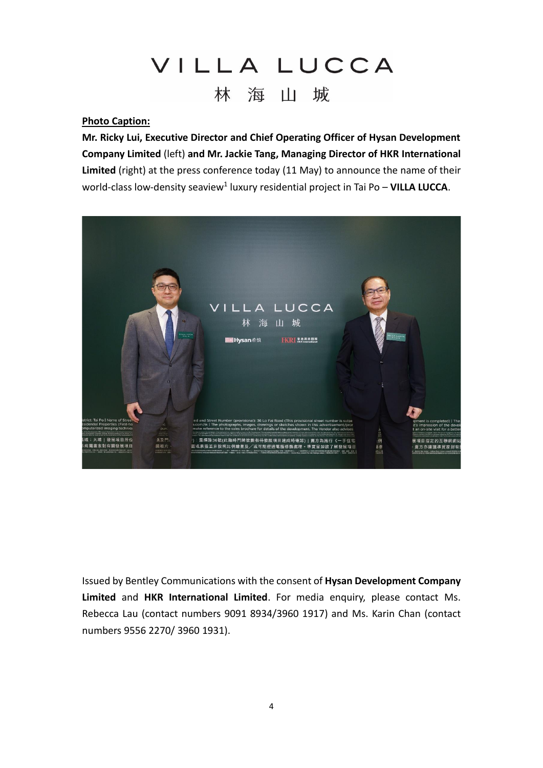VILLA LUCCA

林 海 山 城

**Photo Caption:**

**Mr. Ricky Lui, Executive Director and Chief Operating Officer of Hysan Development Company Limited** (left) **and Mr. Jackie Tang, Managing Director of HKR International Limited** (right) at the press conference today (11 May) to announce the name of their world-class low-density seaview[1] luxury residential project in Tai Po – **VILLA LUCCA**.

Issued by Bentley Communications with the consent of **Hysan Development Company Limited** and **HKR International Limited**. For media enquiry, please contact Ms. Rebecca Lau (contact numbers 9091 8934/3960 1917) and Ms. Karin Chan (contact numbers 9556 2270/ 3960 1931).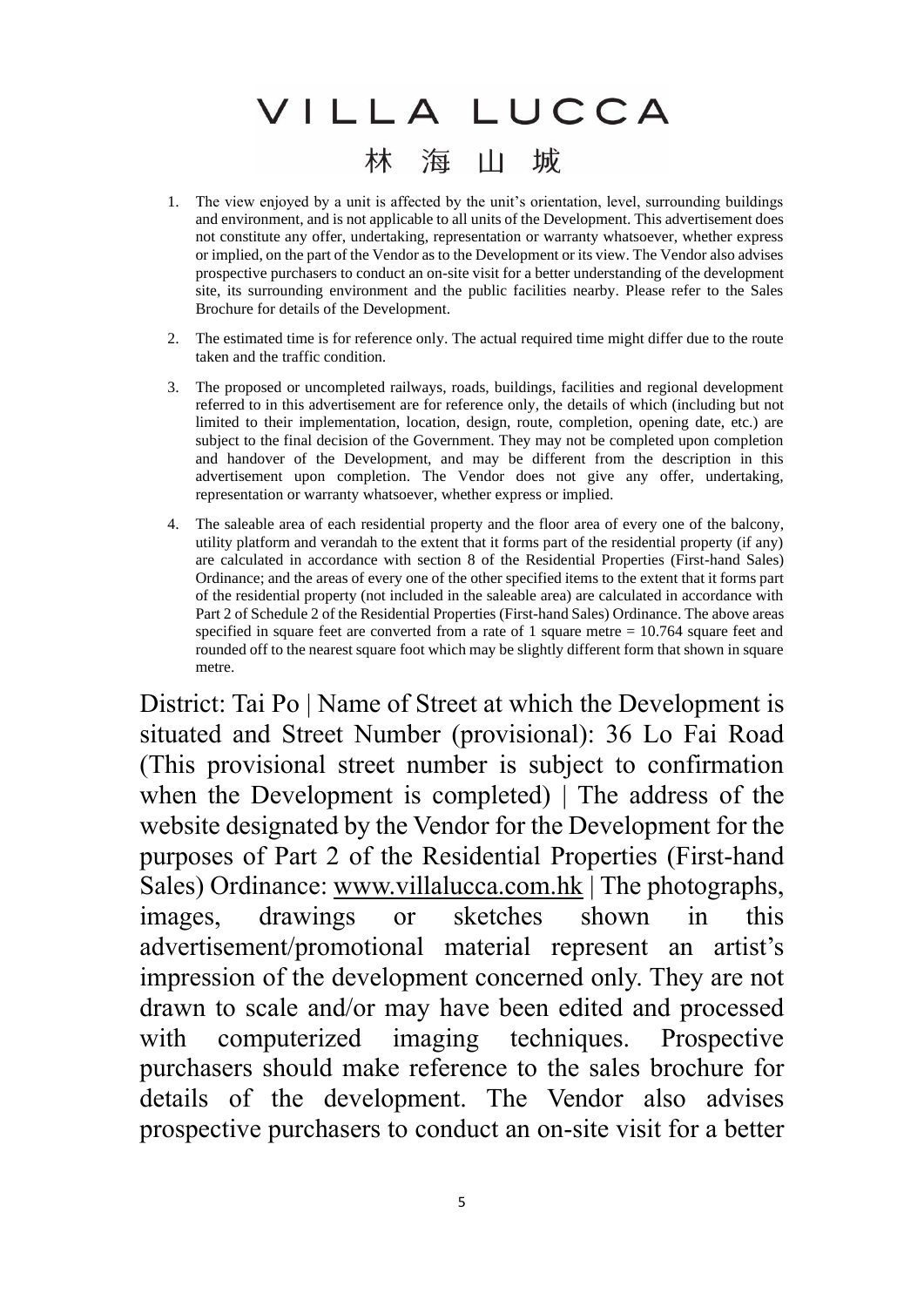# VILLA LUCCA

## 林 海 山 城

1. The view enjoyed by a unit is affected by the unit's orientation, level, surrounding buildings and environment, and is not applicable to all units of the Development. This advertisement does not constitute any offer, undertaking, representation or warranty whatsoever, whether express or implied, on the part of the Vendor as to the Development or its view. The Vendor also advises prospective purchasers to conduct an on-site visit for a better understanding of the development site, its surrounding environment and the public facilities nearby. Please refer to the Sales Brochure for details of the Development.

2. The estimated time is for reference only. The actual required time might differ due to the route taken and the traffic condition.

3. The proposed or uncompleted railways, roads, buildings, facilities and regional development referred to in this advertisement are for reference only, the details of which (including but not limited to their implementation, location, design, route, completion, opening date, etc.) are subject to the final decision of the Government. They may not be completed upon completion and handover of the Development, and may be different from the description in this advertisement upon completion. The Vendor does not give any offer, undertaking, representation or warranty whatsoever, whether express or implied.

4. The saleable area of each residential property and the floor area of every one of the balcony, utility platform and verandah to the extent that it forms part of the residential property (if any) are calculated in accordance with section 8 of the Residential Properties (First-hand Sales) Ordinance; and the areas of every one of the other specified items to the extent that it forms part of the residential property (not included in the saleable area) are calculated in accordance with Part 2 of Schedule 2 of the Residential Properties (First-hand Sales) Ordinance. The above areas specified in square feet are converted from a rate of 1 square metre = 10.764 square feet and rounded off to the nearest square foot which may be slightly different form that shown in square metre.

District: Tai Po | Name of Street at which the Development is situated and Street Number (provisional): 36 Lo Fai Road (This provisional street number is subject to confirmation when the Development is completed) | The address of the website designated by the Vendor for the Development for the purposes of Part 2 of the Residential Properties (First-hand Sales) Ordinance: www.villalucca.com.hk | The photographs, images, drawings or sketches shown in this advertisement/promotional material represent an artist's impression of the development concerned only. They are not drawn to scale and/or may have been edited and processed with computerized imaging techniques. Prospective purchasers should make reference to the sales brochure for details of the development. The Vendor also advises prospective purchasers to conduct an on-site visit for a better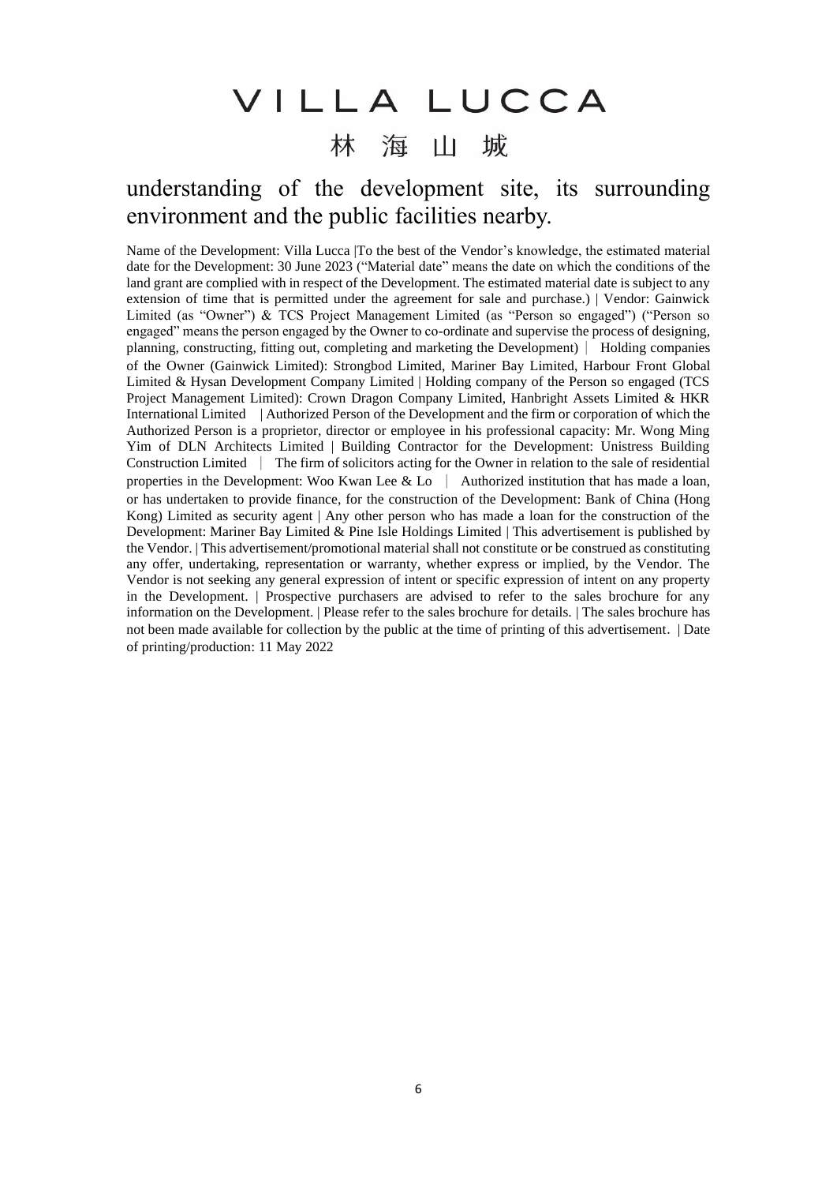understanding of the development site, its surrounding environment and the public facilities nearby.

Name of the Development: Villa Lucca |To the best of the Vendor's knowledge, the estimated material date for the Development: 30 June 2023 ("Material date" means the date on which the conditions of the land grant are complied with in respect of the Development. The estimated material date is subject to any extension of time that is permitted under the agreement for sale and purchase.) | Vendor: Gainwick Limited (as "Owner") & TCS Project Management Limited (as "Person so engaged") ("Person so engaged" means the person engaged by the Owner to co-ordinate and supervise the process of designing, planning, constructing, fitting out, completing and marketing the Development) | Holding companies of the Owner (Gainwick Limited): Strongbod Limited, Mariner Bay Limited, Harbour Front Global Limited & Hysan Development Company Limited | Holding company of the Person so engaged (TCS Project Management Limited): Crown Dragon Company Limited, Hanbright Assets Limited & HKR International Limited | Authorized Person of the Development and the firm or corporation of which the Authorized Person is a proprietor, director or employee in his professional capacity: Mr. Wong Ming Yim of DLN Architects Limited | Building Contractor for the Development: Unistress Building Construction Limited | The firm of solicitors acting for the Owner in relation to the sale of residential properties in the Development: Woo Kwan Lee & Lo | Authorized institution that has made a loan, or has undertaken to provide finance, for the construction of the Development: Bank of China (Hong Kong) Limited as security agent | Any other person who has made a loan for the construction of the Development: Mariner Bay Limited & Pine Isle Holdings Limited | This advertisement is published by the Vendor. | This advertisement/promotional material shall not constitute or be construed as constituting any offer, undertaking, representation or warranty, whether express or implied, by the Vendor. The Vendor is not seeking any general expression of intent or specific expression of intent on any property in the Development. | Prospective purchasers are advised to refer to the sales brochure for any information on the Development. | Please refer to the sales brochure for details. | The sales brochure has not been made available for collection by the public at the time of printing of this advertisement. | Date of printing/production: 11 May 2022